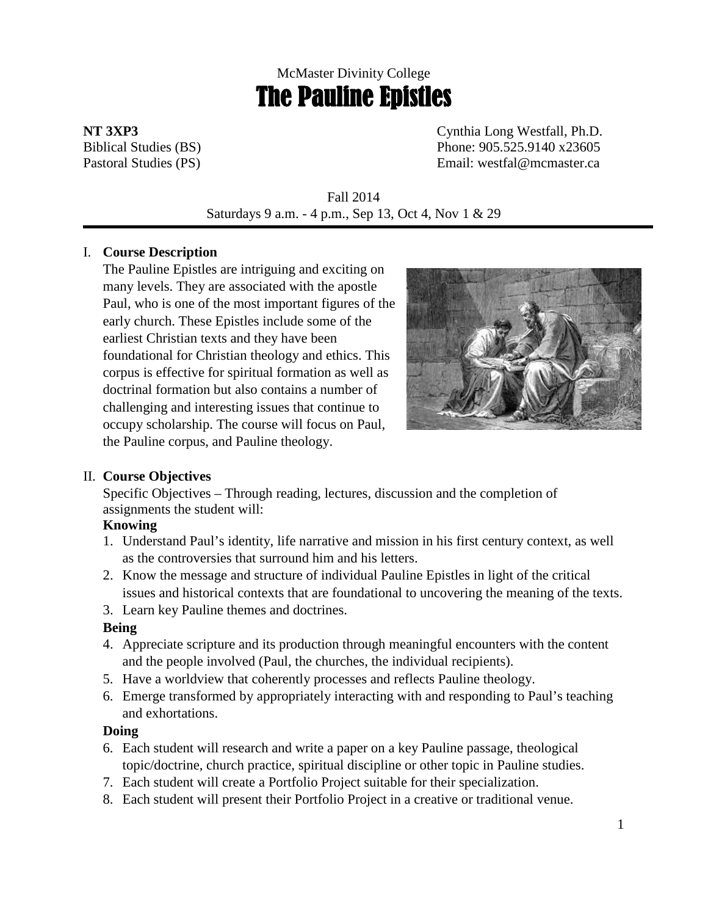McMaster Divinity College

# The Pauline Epistles

**NT 3XP3**
Biblical Studies (BS)
Pastoral Studies (PS)

Cynthia Long Westfall, Ph.D.
Phone: 905.525.9140 x23605
Email: westfal@mcmaster.ca

Fall 2014
Saturdays 9 a.m. - 4 p.m., Sep 13, Oct 4, Nov 1 & 29

## I. Course Description

The Pauline Epistles are intriguing and exciting on many levels. They are associated with the apostle Paul, who is one of the most important figures of the early church. These Epistles include some of the earliest Christian texts and they have been foundational for Christian theology and ethics. This corpus is effective for spiritual formation as well as doctrinal formation but also contains a number of challenging and interesting issues that continue to occupy scholarship. The course will focus on Paul, the Pauline corpus, and Pauline theology.

## II. Course Objectives

Specific Objectives – Through reading, lectures, discussion and the completion of assignments the student will:

**Knowing**

1. Understand Paul's identity, life narrative and mission in his first century context, as well as the controversies that surround him and his letters.
2. Know the message and structure of individual Pauline Epistles in light of the critical issues and historical contexts that are foundational to uncovering the meaning of the texts.
3. Learn key Pauline themes and doctrines.

**Being**

4. Appreciate scripture and its production through meaningful encounters with the content and the people involved (Paul, the churches, the individual recipients).
5. Have a worldview that coherently processes and reflects Pauline theology.
6. Emerge transformed by appropriately interacting with and responding to Paul's teaching and exhortations.

**Doing**

6. Each student will research and write a paper on a key Pauline passage, theological topic/doctrine, church practice, spiritual discipline or other topic in Pauline studies.
7. Each student will create a Portfolio Project suitable for their specialization.
8. Each student will present their Portfolio Project in a creative or traditional venue.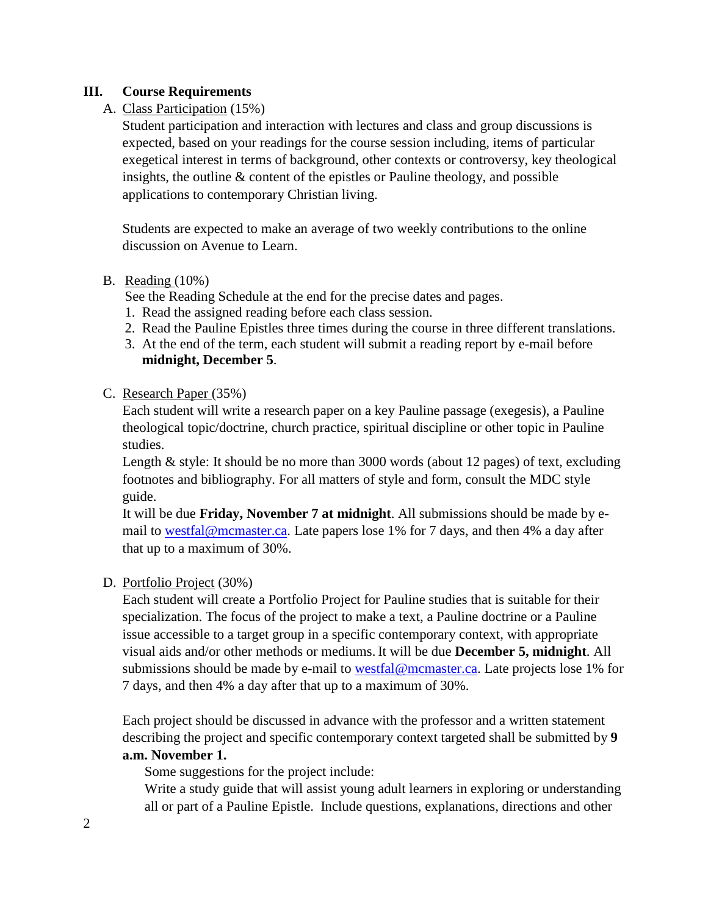## III. Course Requirements

A. Class Participation (15%)

Student participation and interaction with lectures and class and group discussions is expected, based on your readings for the course session including, items of particular exegetical interest in terms of background, other contexts or controversy, key theological insights, the outline & content of the epistles or Pauline theology, and possible applications to contemporary Christian living.

Students are expected to make an average of two weekly contributions to the online discussion on Avenue to Learn.

B. Reading (10%)

See the Reading Schedule at the end for the precise dates and pages.

1. Read the assigned reading before each class session.
2. Read the Pauline Epistles three times during the course in three different translations.
3. At the end of the term, each student will submit a reading report by e-mail before **midnight, December 5**.

C. Research Paper (35%)

Each student will write a research paper on a key Pauline passage (exegesis), a Pauline theological topic/doctrine, church practice, spiritual discipline or other topic in Pauline studies.

Length & style: It should be no more than 3000 words (about 12 pages) of text, excluding footnotes and bibliography. For all matters of style and form, consult the MDC style guide.

It will be due **Friday, November 7 at midnight**. All submissions should be made by e-mail to westfal@mcmaster.ca. Late papers lose 1% for 7 days, and then 4% a day after that up to a maximum of 30%.

D. Portfolio Project (30%)

Each student will create a Portfolio Project for Pauline studies that is suitable for their specialization. The focus of the project to make a text, a Pauline doctrine or a Pauline issue accessible to a target group in a specific contemporary context, with appropriate visual aids and/or other methods or mediums. It will be due **December 5, midnight**. All submissions should be made by e-mail to westfal@mcmaster.ca. Late projects lose 1% for 7 days, and then 4% a day after that up to a maximum of 30%.

Each project should be discussed in advance with the professor and a written statement describing the project and specific contemporary context targeted shall be submitted by **9 a.m. November 1.**

Some suggestions for the project include:

Write a study guide that will assist young adult learners in exploring or understanding all or part of a Pauline Epistle. Include questions, explanations, directions and other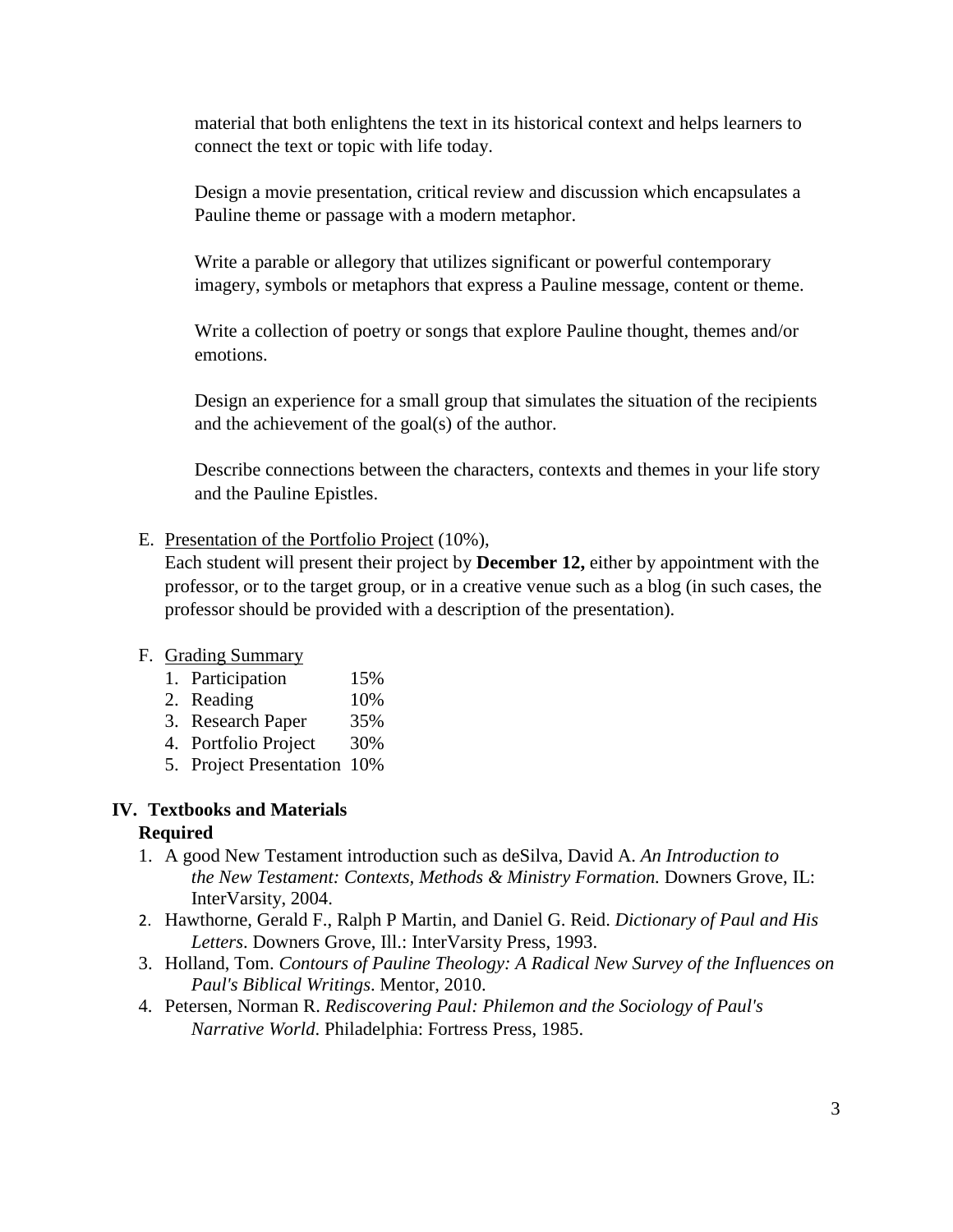material that both enlightens the text in its historical context and helps learners to connect the text or topic with life today.

Design a movie presentation, critical review and discussion which encapsulates a Pauline theme or passage with a modern metaphor.

Write a parable or allegory that utilizes significant or powerful contemporary imagery, symbols or metaphors that express a Pauline message, content or theme.

Write a collection of poetry or songs that explore Pauline thought, themes and/or emotions.

Design an experience for a small group that simulates the situation of the recipients and the achievement of the goal(s) of the author.

Describe connections between the characters, contexts and themes in your life story and the Pauline Epistles.

E. Presentation of the Portfolio Project (10%),
Each student will present their project by **December 12,** either by appointment with the professor, or to the target group, or in a creative venue such as a blog (in such cases, the professor should be provided with a description of the presentation).

F. Grading Summary
1. Participation 15%
2. Reading 10%
3. Research Paper 35%
4. Portfolio Project 30%
5. Project Presentation 10%

## IV. Textbooks and Materials

**Required**

1. A good New Testament introduction such as deSilva, David A. *An Introduction to the New Testament: Contexts, Methods & Ministry Formation.* Downers Grove, IL: InterVarsity, 2004.
2. Hawthorne, Gerald F., Ralph P Martin, and Daniel G. Reid. *Dictionary of Paul and His Letters*. Downers Grove, Ill.: InterVarsity Press, 1993.
3. Holland, Tom. *Contours of Pauline Theology: A Radical New Survey of the Influences on Paul's Biblical Writings*. Mentor, 2010.
4. Petersen, Norman R. *Rediscovering Paul: Philemon and the Sociology of Paul's Narrative World*. Philadelphia: Fortress Press, 1985.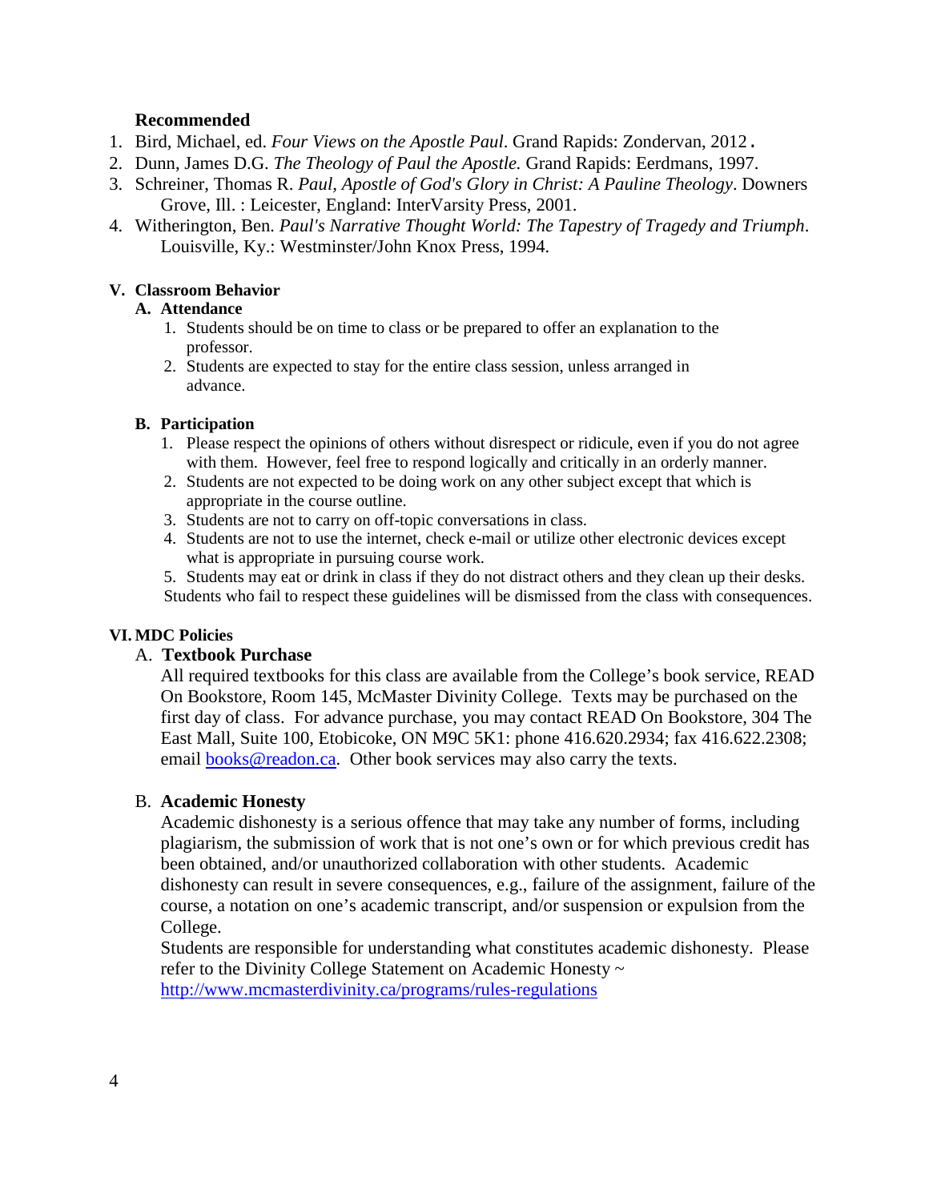**Recommended**

1. Bird, Michael, ed. *Four Views on the Apostle Paul*. Grand Rapids: Zondervan, 2012.
2. Dunn, James D.G. *The Theology of Paul the Apostle.* Grand Rapids: Eerdmans, 1997.
3. Schreiner, Thomas R. *Paul, Apostle of God's Glory in Christ: A Pauline Theology*. Downers Grove, Ill. : Leicester, England: InterVarsity Press, 2001.
4. Witherington, Ben. *Paul's Narrative Thought World: The Tapestry of Tragedy and Triumph*. Louisville, Ky.: Westminster/John Knox Press, 1994.

## V. Classroom Behavior

### A. Attendance

1. Students should be on time to class or be prepared to offer an explanation to the professor.
2. Students are expected to stay for the entire class session, unless arranged in advance.

### B. Participation

1. Please respect the opinions of others without disrespect or ridicule, even if you do not agree with them. However, feel free to respond logically and critically in an orderly manner.
2. Students are not expected to be doing work on any other subject except that which is appropriate in the course outline.
3. Students are not to carry on off-topic conversations in class.
4. Students are not to use the internet, check e-mail or utilize other electronic devices except what is appropriate in pursuing course work.
5. Students may eat or drink in class if they do not distract others and they clean up their desks.

Students who fail to respect these guidelines will be dismissed from the class with consequences.

## VI. MDC Policies

### A. Textbook Purchase

All required textbooks for this class are available from the College's book service, READ On Bookstore, Room 145, McMaster Divinity College. Texts may be purchased on the first day of class. For advance purchase, you may contact READ On Bookstore, 304 The East Mall, Suite 100, Etobicoke, ON M9C 5K1: phone 416.620.2934; fax 416.622.2308; email books@readon.ca. Other book services may also carry the texts.

### B. Academic Honesty

Academic dishonesty is a serious offence that may take any number of forms, including plagiarism, the submission of work that is not one's own or for which previous credit has been obtained, and/or unauthorized collaboration with other students. Academic dishonesty can result in severe consequences, e.g., failure of the assignment, failure of the course, a notation on one's academic transcript, and/or suspension or expulsion from the College.

Students are responsible for understanding what constitutes academic dishonesty. Please refer to the Divinity College Statement on Academic Honesty ~ http://www.mcmasterdivinity.ca/programs/rules-regulations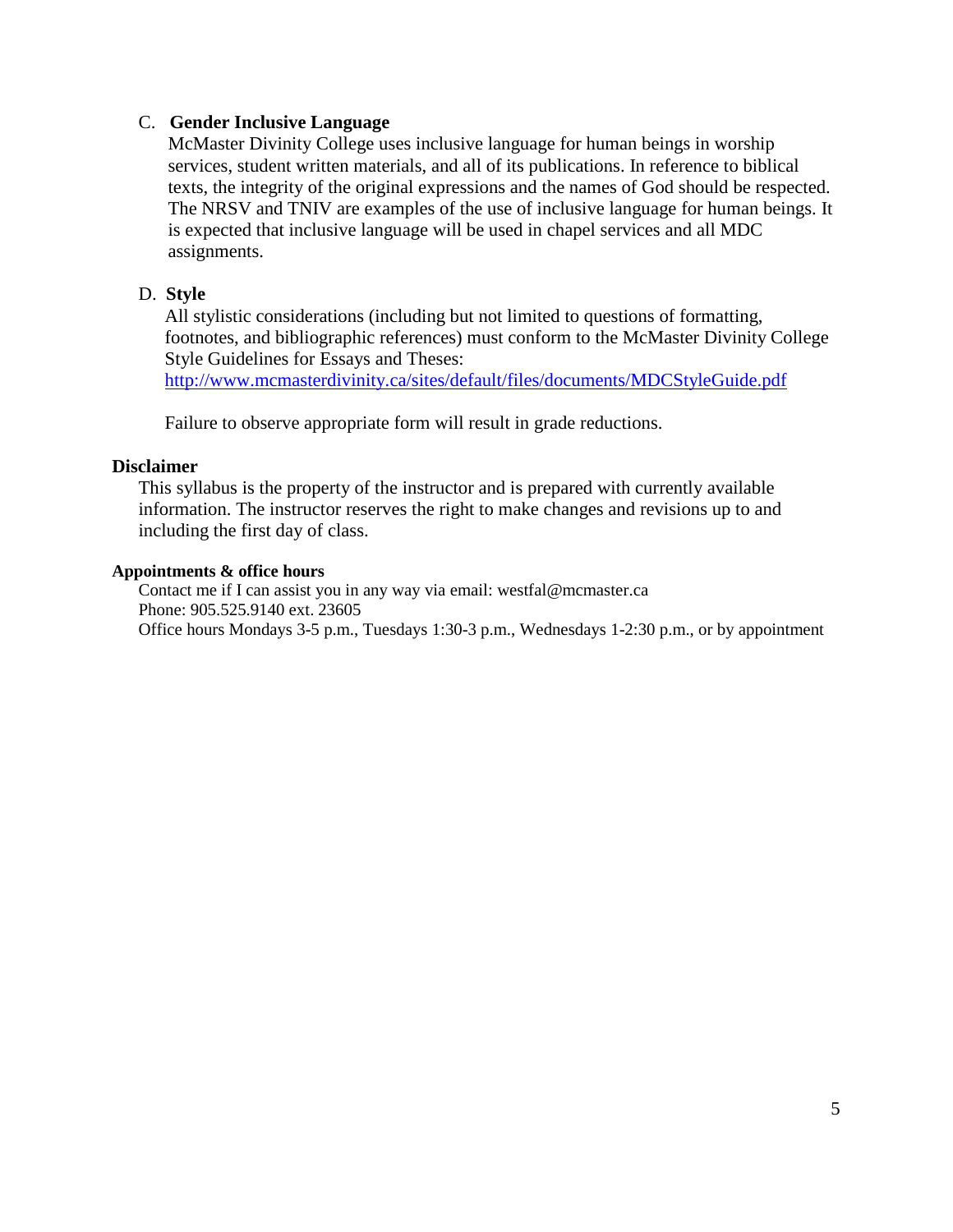C. **Gender Inclusive Language**

McMaster Divinity College uses inclusive language for human beings in worship services, student written materials, and all of its publications. In reference to biblical texts, the integrity of the original expressions and the names of God should be respected. The NRSV and TNIV are examples of the use of inclusive language for human beings. It is expected that inclusive language will be used in chapel services and all MDC assignments.

D. **Style**

All stylistic considerations (including but not limited to questions of formatting, footnotes, and bibliographic references) must conform to the McMaster Divinity College Style Guidelines for Essays and Theses: http://www.mcmasterdivinity.ca/sites/default/files/documents/MDCStyleGuide.pdf

Failure to observe appropriate form will result in grade reductions.

## Disclaimer

This syllabus is the property of the instructor and is prepared with currently available information. The instructor reserves the right to make changes and revisions up to and including the first day of class.

### Appointments & office hours

Contact me if I can assist you in any way via email: westfal@mcmaster.ca
Phone: 905.525.9140 ext. 23605
Office hours Mondays 3-5 p.m., Tuesdays 1:30-3 p.m., Wednesdays 1-2:30 p.m., or by appointment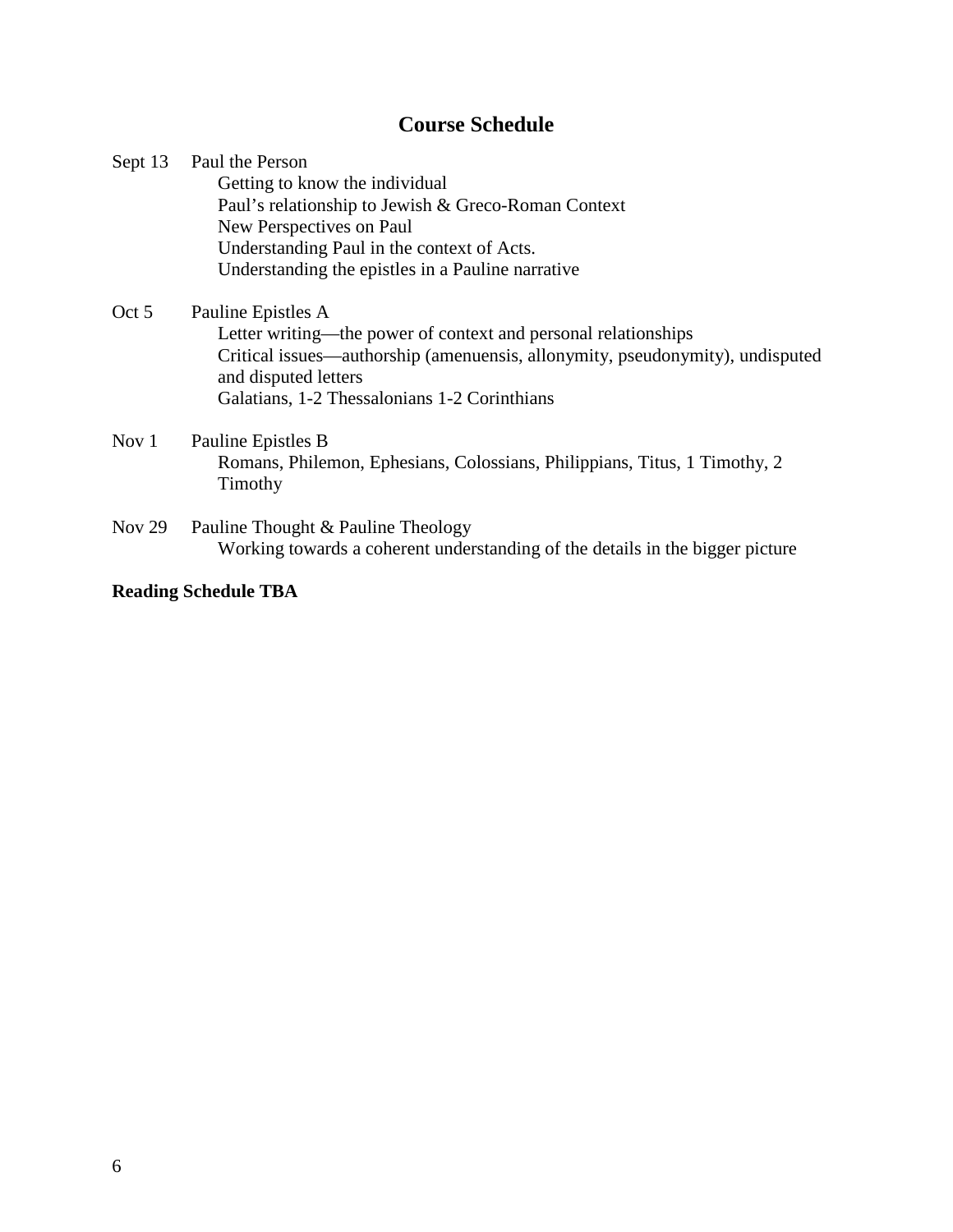## Course Schedule

**Sept 13** Paul the Person
- Getting to know the individual
- Paul's relationship to Jewish & Greco-Roman Context
- New Perspectives on Paul
- Understanding Paul in the context of Acts.
- Understanding the epistles in a Pauline narrative

**Oct 5** Pauline Epistles A
- Letter writing—the power of context and personal relationships
- Critical issues—authorship (amenuensis, allonymity, pseudonymity), undisputed and disputed letters
- Galatians, 1-2 Thessalonians 1-2 Corinthians

**Nov 1** Pauline Epistles B
- Romans, Philemon, Ephesians, Colossians, Philippians, Titus, 1 Timothy, 2 Timothy

**Nov 29** Pauline Thought & Pauline Theology
- Working towards a coherent understanding of the details in the bigger picture

**Reading Schedule TBA**